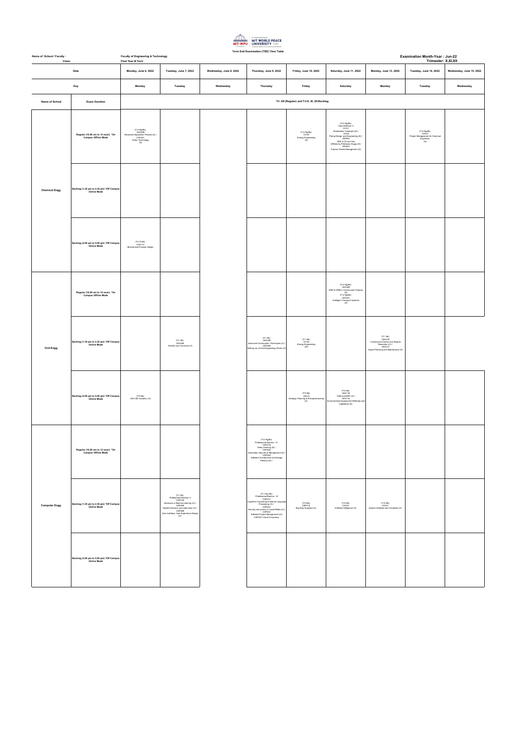MIT WORLD PEACE UNIVERSITY

**Term End Examination (TEE) Time Table**

Name of School / Faculty : Faculty of Engineering & Technology

Class: Final Year B.Tech

**Examination Month-Year : Jun-22**

**Trimester: X,XI,XII**

| Date | | Monday, June 6, 2022 | Tuesday, June 7, 2022 | Wednesday, June 8, 2022 | Thursday, June 9, 2022 | Friday, June 10, 2022 | Saturday, June 11, 2022 | Monday, June 13, 2022 | Tuesday, June 14, 2022 | Wednesday, June 15, 2022 |
|---|---|---|---|---|---|---|---|---|---|---|
| Day | | Monday | Tuesday | Wednesday | Thursday | Friday | Saturday | Monday | Tuesday | Wednesday |
| Name of School | Exam Duration | Tri -XII (Regular) and Tri-X, XI, XII Backlog | | | | | | | | |
| Chemical Engg. | Regular (10.00 am to 12 noon) *On Campus Offline Mode | (T12 Rg/Bk) CH432B Advanced Separation Process (O) / CH432C Green Technology (O) | | | | (T12 Rg/Bk) OCH3 Energy Engineering (O) | (T12 Rg/Bk) Open Elective II OCH1 Wastewater Treatment (O) / OCH2 Piping Design and Engineering (O) / OEPE5 HSE in Oil and Gas (Offered by Petroleum Engg) (O) / OPOE2 Polymer Waste Management (O) | | (T12 Rg/Bk) CH431 Project Management for Chemical Engineers (O) | |
| | Backlog (1.30 pm to 2.30 pm) *Off Campus Online Mode | | | | | | | | | |
| | Backlog (4.00 pm to 5.00 pm) *Off Campus Online Mode | (Tri-10 Bk) CH411C Biochemical Process Design | | | | | | | | |
| Civil Engg. | Regular (10.00 am to 12 noon) *On Campus Offline Mode | | | | | | (T12 Rg/Bk) CE432B HRD & HRM in Construction Projects (O) (T12 Rg/Bk) CE432C Intelligent Transport Systems (O) | | | |
| | Backlog (1.30 pm to 2.30 pm) *Off Campus Online Mode | | (T11 Bk) CE423B Tenders and Contracts (O) | | (T11 Bk) CE422B Advanced Construction Techniques (O) / CE422D Setting out of Civil Engineering Works (O) | (T11 Bk) OCH3 Energy Engineering (O) | | (T11 Bk) CE421B Construction Claims and Dispute Resolution (O) / CE421C Airport Planning and Maintenance (O) | | |
| | Backlog (4.00 pm to 5.00 pm) *Off Campus Online Mode | (T10 Bk) CE412B Valuation (O) | | | | (T10 Bk) CE414 Strategic Planning & Entrepreneurship (O) | (T10 Bk) CE411B TQM and ERP (O) / CE411D Environmental Assessment Methods and Legislation (O) | | | |
| Computer Engg. | Regular (10.00 am to 12 noon) *On Campus Offline Mode | | | | (T12 Rg/Bk) Professional Elective - IV CSP472 Deep Learning (O) / CSP43D Information Security & Management (O) / CSP44C Software Architectures and Design Patterns (O) / | | | | | |
| | Backlog (1.30 pm to 2.30 pm) *Off Campus Online Mode | | (T11 Bk) Professional Elective - II CSP41B Advances in Machine learning (O) / CSP43B Digital Forensics and cyber laws (O) / CSP44B User Interface- User Experience Design (O) | | (T11 Rg/ Bk) Professional Elective - III CSP41C Cognitive Computing & Natural Language Processing (O) / CSP43C Security and privacy in social Media (O) / CSP44C Software Project Management (O)/ CSP42C Cloud Computing | (T10 Bk) CSP37A Big Data Analytics (O) | (T10 Bk) Artificial Intelligence (O) | (T10 BK) CS331 System Software and Compilers (O) | | |
| | Backlog (4.00 pm to 5.00 pm) *Off Campus Online Mode | | | | | | | | | |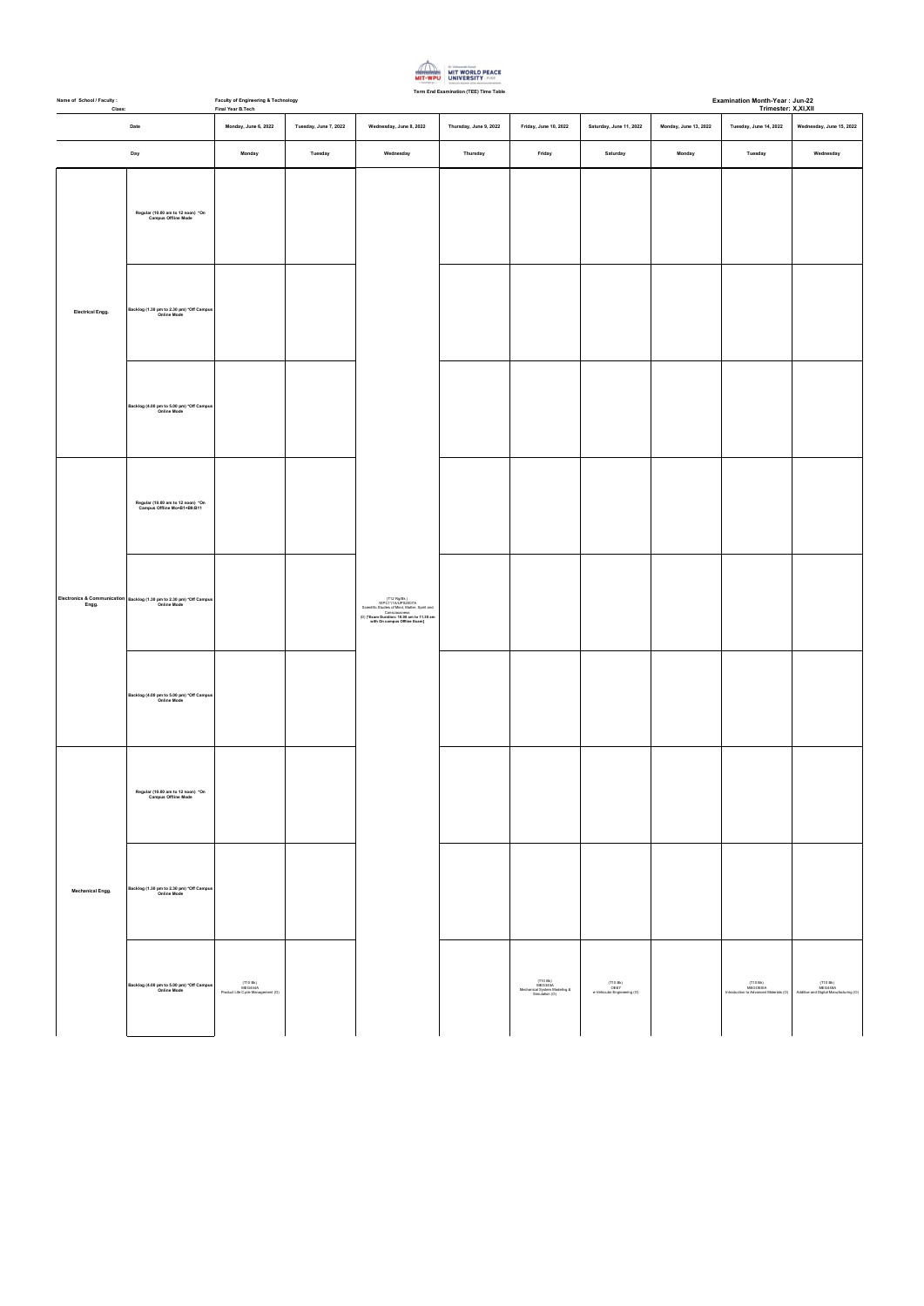**Term End Examination (TEE) Time Table**

Name of School / Faculty : Faculty of Engineering & Technology

Class: Final Year B.Tech

**Examination Month-Year : Jun-22**

**Trimester: X,XI,XII**

| Date | | Monday, June 6, 2022 | Tuesday, June 7, 2022 | Wednesday, June 8, 2022 | Thursday, June 9, 2022 | Friday, June 10, 2022 | Saturday, June 11, 2022 | Monday, June 13, 2022 | Tuesday, June 14, 2022 | Wednesday, June 15, 2022 |
|---|---|---|---|---|---|---|---|---|---|---|
| Day | | Monday | Tuesday | Wednesday | Thursday | Friday | Saturday | Monday | Tuesday | Wednesday |
| Electrical Engg. | Regular (10.00 am to 12 noon) *On Campus Offline Mode | | | | | | | | | |
| | Backlog (1.30 pm to 2.30 pm) *Off Campus Online Mode | | | | | | | | | |
| | Backlog (4.00 pm to 5.00 pm) *Off Campus Online Mode | | | | | | | | | |
| Electronics & Communication Engg. | Regular (10.00 am to 12 noon) *On Campus Offline Mo+B1+B8:B11 | | | | | | | | | |
| | Backlog (1.30 pm to 2.30 pm) *Off Campus Online Mode | | | (T12 Rg/Bk) WPC211A/UPS207A Scientific Studies of Mind, Matter, Spirit and Consciousness (O) [*Exam Duration: 10.00 am to 11.30 am with On-campus Offline Exam] | | | | | | |
| | Backlog (4.00 pm to 5.00 pm) *Off Campus Online Mode | | | | | | | | | |
| Mechanical Engg. | Regular (10.00 am to 12 noon) *On Campus Offline Mode | | | | | | | | | |
| | Backlog (1.30 pm to 2.30 pm) *Off Campus Online Mode | | | | | | | | | |
| | Backlog (4.00 pm to 5.00 pm) *Off Campus Online Mode | (T10 Bk) MEG404A Product Life Cycle Management (O) | | | | (T10 Bk) MEG349A Mechanical System Modeling & Simulation (O) | (T10 Bk) OE67 e-Vehicular Engineering (O) | | (T10 Bk) MEG303A Introduction to Advanced Materials (O) | (T10 Bk) MEG408A Additive and Digital Manufacturing (O) |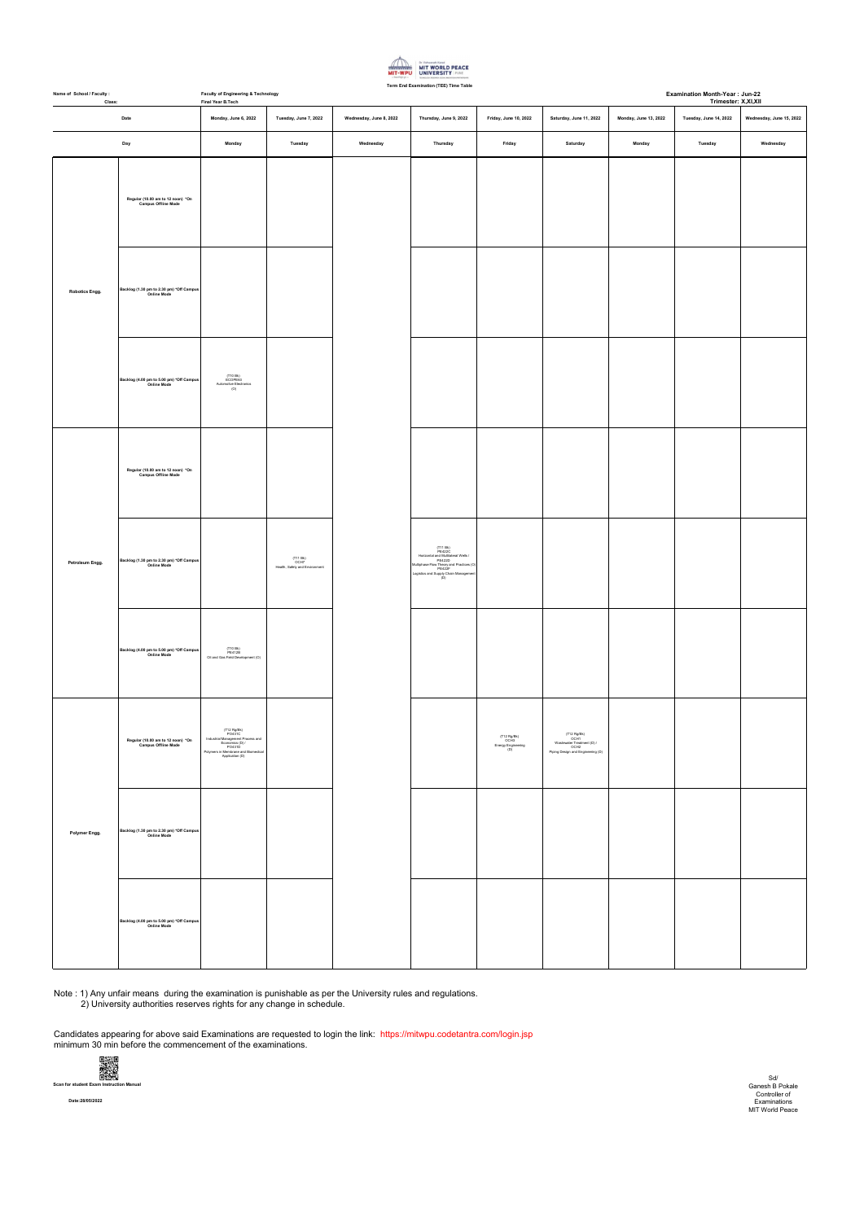Term End Examination (TEE) Time Table

Name of School / Faculty : Faculty of Engineering & Technology

Class: Final Year B.Tech

Examination Month-Year : Jun-22

Trimester: X,XI,XII

| Date | | Monday, June 6, 2022 | Tuesday, June 7, 2022 | Wednesday, June 8, 2022 | Thursday, June 9, 2022 | Friday, June 10, 2022 | Saturday, June 11, 2022 | Monday, June 13, 2022 | Tuesday, June 14, 2022 | Wednesday, June 15, 2022 |
|---|---|---|---|---|---|---|---|---|---|---|
| Day | | Monday | Tuesday | Wednesday | Thursday | Friday | Saturday | Monday | Tuesday | Wednesday |
| Robotics Engg. | Regular (10.00 am to 12 noon) *On Campus Offline Mode | | | | | | | | | |
| | Backlog (1.30 pm to 2.30 pm) *Off Campus Online Mode | | | | | | | | | |
| | Backlog (4.00 pm to 5.00 pm) *Off Campus Online Mode | (T10 Blk) ECO/R0/3 Automotive Electronics (O) | | | | | | | | |
| Petroleum Engg. | Regular (10.00 am to 12 noon) *On Campus Offline Mode | | | | | | | | | |
| | Backlog (1.30 pm to 2.30 pm) *Off Campus Online Mode | | (T11 Blk) OCH7 Health, Safety and Environment | | (T11 Blk) PE422C Horizontal and Multilateral Wells / PE422D Multiphase Flow Theory and Practices (O) / PE422F Logistics and Supply Chain Management (O) | | | | | |
| | Backlog (4.00 pm to 5.00 pm) *Off Campus Online Mode | (T10 Blk) PE412B Oil and Gas Field Development (O) | | | | | | | | |
| Polymer Engg. | Regular (10.00 am to 12 noon) *On Campus Offline Mode | (T12 Rg/Bk) PO431C Industrial Management Process and Economics (O) / PO431E Polymers in Membrane and Biomedical Application (O) | | | | (T12 Rg/Bk) OCH3 Energy Engineering (O) | (T12 Rg/Bk) OCH1 Wastewater Treatment (O) / OCH2 Piping Design and Engineering (O) | | | |
| | Backlog (1.30 pm to 2.30 pm) *Off Campus Online Mode | | | | | | | | | |
| | Backlog (4.00 pm to 5.00 pm) *Off Campus Online Mode | | | | | | | | | |

Note : 1) Any unfair means during the examination is punishable as per the University rules and regulations.
2) University authorities reserves rights for any change in schedule.

Candidates appearing for above said Examinations are requested to login the link: https://mitwpu.codetantra.com/login.jsp minimum 30 min before the commencement of the examinations.

Scan for student Exam Instruction Manual

Date:28/05/2022

Sd/
Ganesh B Pokale
Controller of
Examinations
MIT World Peace